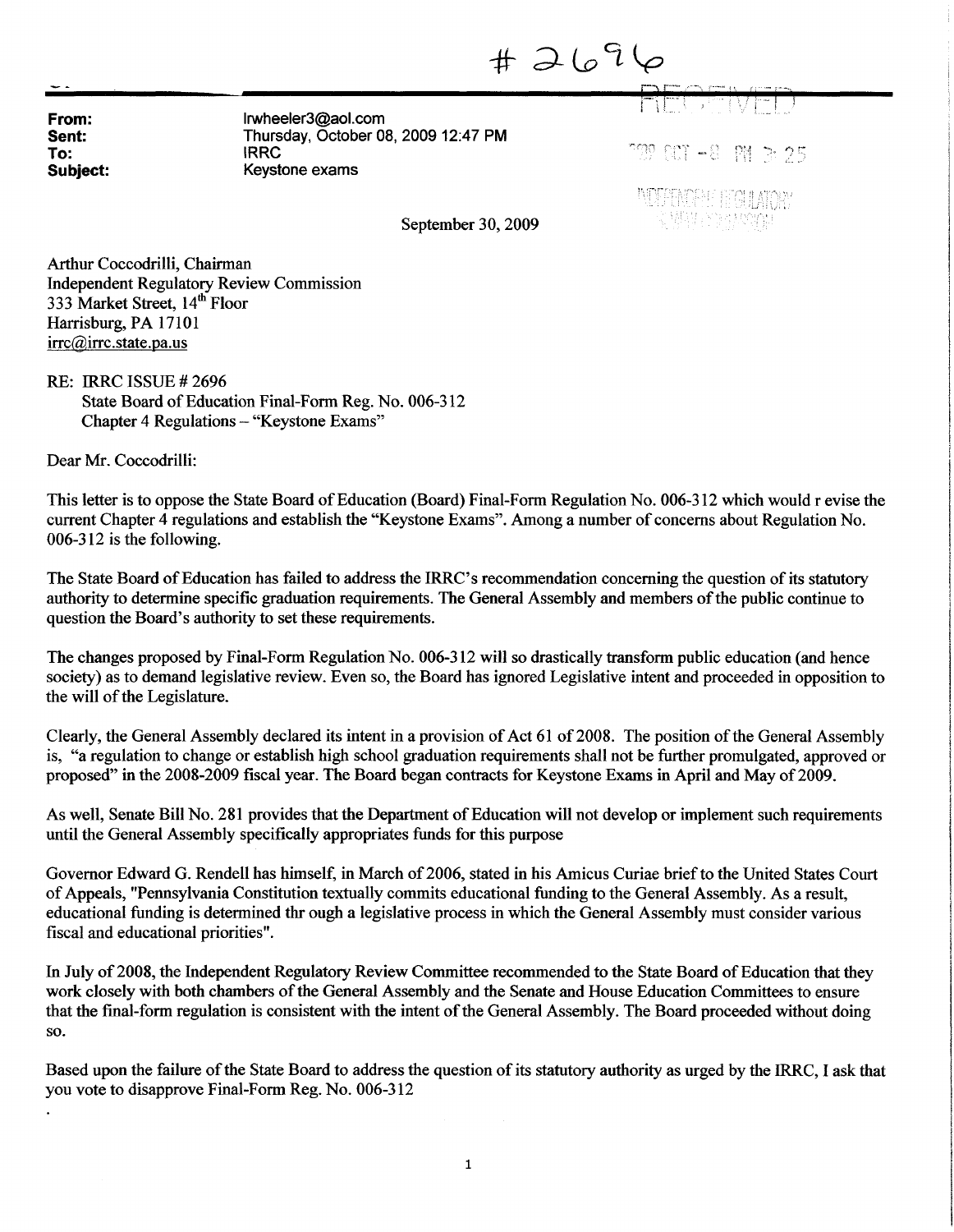#2696

**From:** lrwheeler3@aol.com
**Sent:** Thursday, October 08, 2009 12:47 PM
**To:** IRRC
**Subject:** Keystone exams

RECEIVED

2009 OCT -8 PM 3:25

INDEPENDENT REGULATORY REVIEW COMMISSION

September 30, 2009

Arthur Coccodrilli, Chairman
Independent Regulatory Review Commission
333 Market Street, 14th Floor
Harrisburg, PA 17101
irrc@irrc.state.pa.us

RE: IRRC ISSUE # 2696
State Board of Education Final-Form Reg. No. 006-312
Chapter 4 Regulations – "Keystone Exams"

Dear Mr. Coccodrilli:

This letter is to oppose the State Board of Education (Board) Final-Form Regulation No. 006-312 which would r evise the current Chapter 4 regulations and establish the "Keystone Exams". Among a number of concerns about Regulation No. 006-312 is the following.

The State Board of Education has failed to address the IRRC's recommendation concerning the question of its statutory authority to determine specific graduation requirements. The General Assembly and members of the public continue to question the Board's authority to set these requirements.

The changes proposed by Final-Form Regulation No. 006-312 will so drastically transform public education (and hence society) as to demand legislative review. Even so, the Board has ignored Legislative intent and proceeded in opposition to the will of the Legislature.

Clearly, the General Assembly declared its intent in a provision of Act 61 of 2008. The position of the General Assembly is, "a regulation to change or establish high school graduation requirements shall not be further promulgated, approved or proposed" in the 2008-2009 fiscal year. The Board began contracts for Keystone Exams in April and May of 2009.

As well, Senate Bill No. 281 provides that the Department of Education will not develop or implement such requirements until the General Assembly specifically appropriates funds for this purpose

Governor Edward G. Rendell has himself, in March of 2006, stated in his Amicus Curiae brief to the United States Court of Appeals, "Pennsylvania Constitution textually commits educational funding to the General Assembly. As a result, educational funding is determined thr ough a legislative process in which the General Assembly must consider various fiscal and educational priorities".

In July of 2008, the Independent Regulatory Review Committee recommended to the State Board of Education that they work closely with both chambers of the General Assembly and the Senate and House Education Committees to ensure that the final-form regulation is consistent with the intent of the General Assembly. The Board proceeded without doing so.

Based upon the failure of the State Board to address the question of its statutory authority as urged by the IRRC, I ask that you vote to disapprove Final-Form Reg. No. 006-312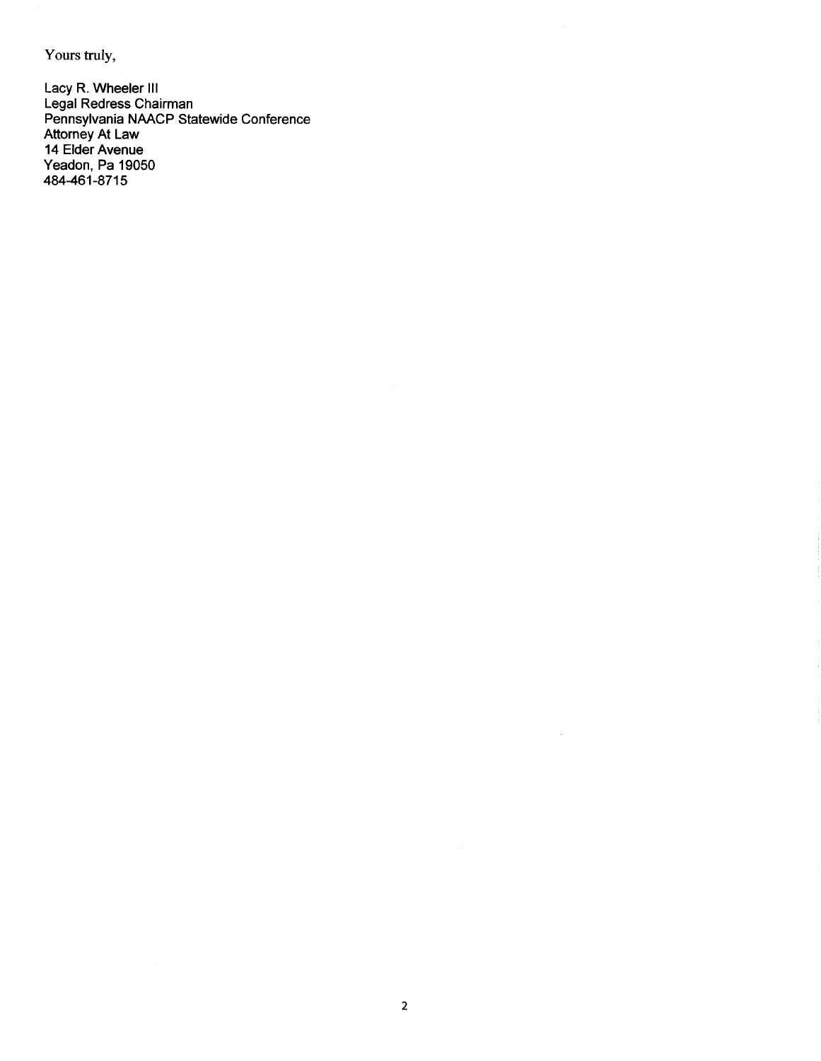Yours truly,

Lacy R. Wheeler III
Legal Redress Chairman
Pennsylvania NAACP Statewide Conference
Attorney At Law
14 Elder Avenue
Yeadon, Pa 19050
484-461-8715